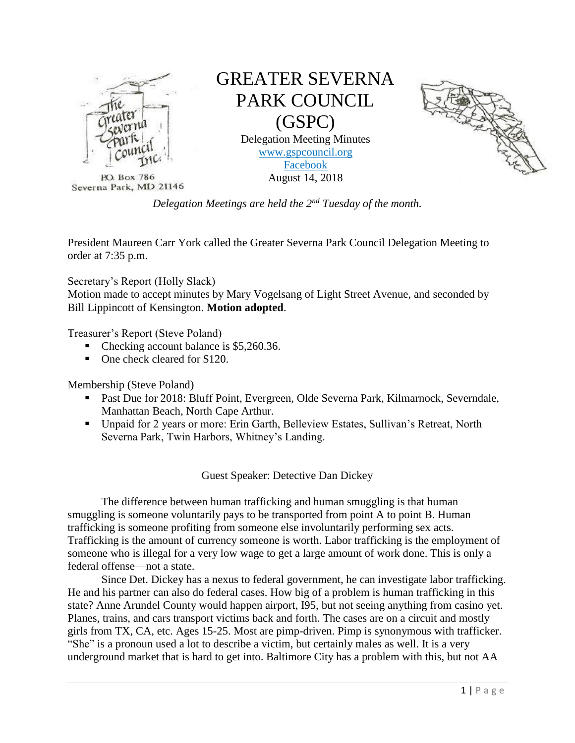# GREATER SEVERNA PARK COUNCIL (GSPC)

P.O. Box 786
Severna Park, MD 21146

Delegation Meeting Minutes
[www.gspcouncil.org](http://www.gspcouncil.org)
Facebook
August 14, 2018

*Delegation Meetings are held the 2nd Tuesday of the month.*

President Maureen Carr York called the Greater Severna Park Council Delegation Meeting to order at 7:35 p.m.

Secretary's Report (Holly Slack)
Motion made to accept minutes by Mary Vogelsang of Light Street Avenue, and seconded by Bill Lippincott of Kensington. **Motion adopted**.

Treasurer's Report (Steve Poland)

- Checking account balance is $5,260.36.
- One check cleared for $120.

Membership (Steve Poland)

- Past Due for 2018: Bluff Point, Evergreen, Olde Severna Park, Kilmarnock, Severndale, Manhattan Beach, North Cape Arthur.
- Unpaid for 2 years or more: Erin Garth, Belleview Estates, Sullivan's Retreat, North Severna Park, Twin Harbors, Whitney's Landing.

## Guest Speaker: Detective Dan Dickey

The difference between human trafficking and human smuggling is that human smuggling is someone voluntarily pays to be transported from point A to point B. Human trafficking is someone profiting from someone else involuntarily performing sex acts. Trafficking is the amount of currency someone is worth. Labor trafficking is the employment of someone who is illegal for a very low wage to get a large amount of work done. This is only a federal offense—not a state.

Since Det. Dickey has a nexus to federal government, he can investigate labor trafficking. He and his partner can also do federal cases. How big of a problem is human trafficking in this state? Anne Arundel County would happen airport, I95, but not seeing anything from casino yet. Planes, trains, and cars transport victims back and forth. The cases are on a circuit and mostly girls from TX, CA, etc. Ages 15-25. Most are pimp-driven. Pimp is synonymous with trafficker. "She" is a pronoun used a lot to describe a victim, but certainly males as well. It is a very underground market that is hard to get into. Baltimore City has a problem with this, but not AA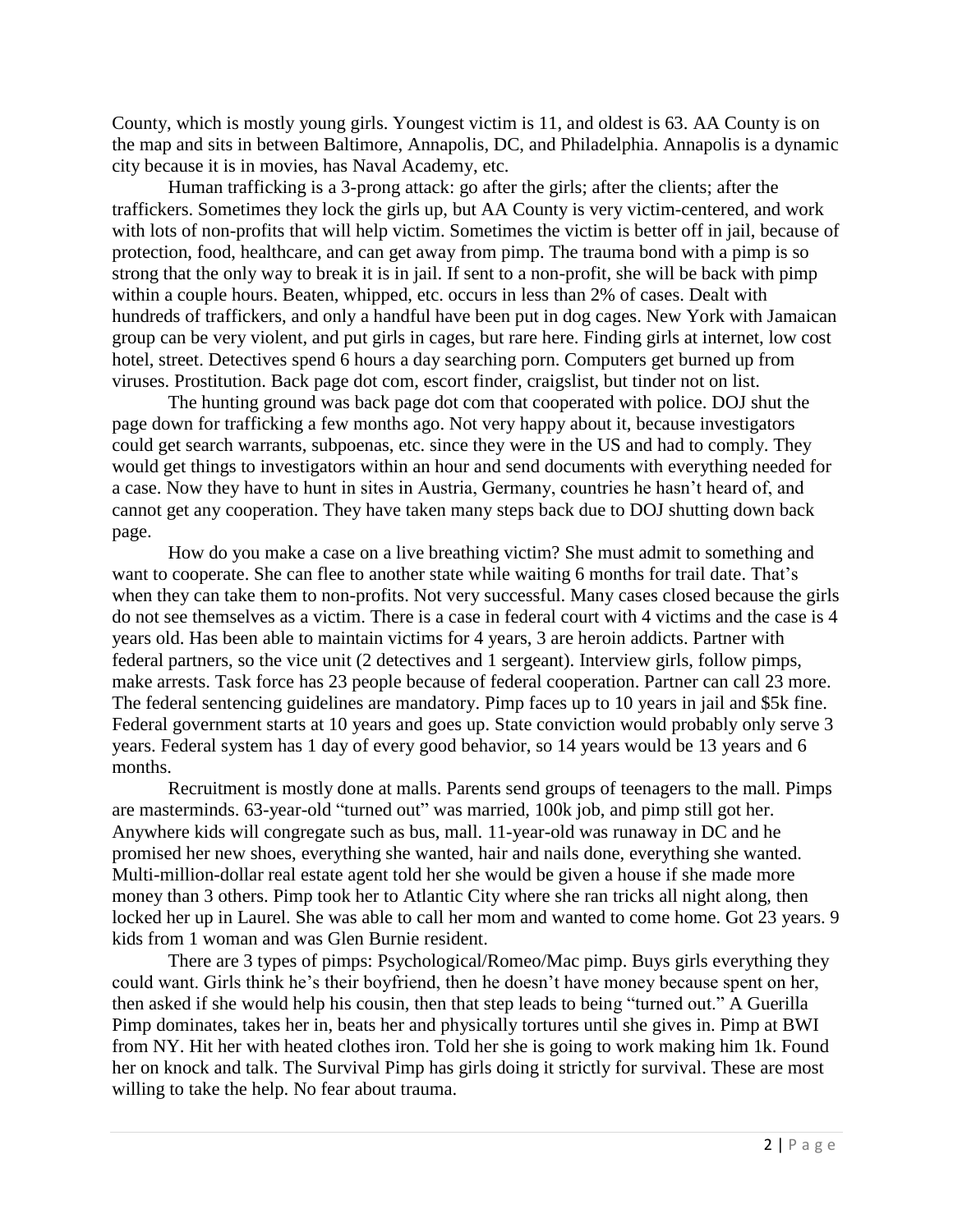County, which is mostly young girls. Youngest victim is 11, and oldest is 63. AA County is on the map and sits in between Baltimore, Annapolis, DC, and Philadelphia. Annapolis is a dynamic city because it is in movies, has Naval Academy, etc.

Human trafficking is a 3-prong attack: go after the girls; after the clients; after the traffickers. Sometimes they lock the girls up, but AA County is very victim-centered, and work with lots of non-profits that will help victim. Sometimes the victim is better off in jail, because of protection, food, healthcare, and can get away from pimp. The trauma bond with a pimp is so strong that the only way to break it is in jail. If sent to a non-profit, she will be back with pimp within a couple hours. Beaten, whipped, etc. occurs in less than 2% of cases. Dealt with hundreds of traffickers, and only a handful have been put in dog cages. New York with Jamaican group can be very violent, and put girls in cages, but rare here. Finding girls at internet, low cost hotel, street. Detectives spend 6 hours a day searching porn. Computers get burned up from viruses. Prostitution. Back page dot com, escort finder, craigslist, but tinder not on list.

The hunting ground was back page dot com that cooperated with police. DOJ shut the page down for trafficking a few months ago. Not very happy about it, because investigators could get search warrants, subpoenas, etc. since they were in the US and had to comply. They would get things to investigators within an hour and send documents with everything needed for a case. Now they have to hunt in sites in Austria, Germany, countries he hasn't heard of, and cannot get any cooperation. They have taken many steps back due to DOJ shutting down back page.

How do you make a case on a live breathing victim? She must admit to something and want to cooperate. She can flee to another state while waiting 6 months for trail date. That's when they can take them to non-profits. Not very successful. Many cases closed because the girls do not see themselves as a victim. There is a case in federal court with 4 victims and the case is 4 years old. Has been able to maintain victims for 4 years, 3 are heroin addicts. Partner with federal partners, so the vice unit (2 detectives and 1 sergeant). Interview girls, follow pimps, make arrests. Task force has 23 people because of federal cooperation. Partner can call 23 more. The federal sentencing guidelines are mandatory. Pimp faces up to 10 years in jail and $5k fine. Federal government starts at 10 years and goes up. State conviction would probably only serve 3 years. Federal system has 1 day of every good behavior, so 14 years would be 13 years and 6 months.

Recruitment is mostly done at malls. Parents send groups of teenagers to the mall. Pimps are masterminds. 63-year-old "turned out" was married, 100k job, and pimp still got her. Anywhere kids will congregate such as bus, mall. 11-year-old was runaway in DC and he promised her new shoes, everything she wanted, hair and nails done, everything she wanted. Multi-million-dollar real estate agent told her she would be given a house if she made more money than 3 others. Pimp took her to Atlantic City where she ran tricks all night along, then locked her up in Laurel. She was able to call her mom and wanted to come home. Got 23 years. 9 kids from 1 woman and was Glen Burnie resident.

There are 3 types of pimps: Psychological/Romeo/Mac pimp. Buys girls everything they could want. Girls think he's their boyfriend, then he doesn't have money because spent on her, then asked if she would help his cousin, then that step leads to being "turned out." A Guerilla Pimp dominates, takes her in, beats her and physically tortures until she gives in. Pimp at BWI from NY. Hit her with heated clothes iron. Told her she is going to work making him 1k. Found her on knock and talk. The Survival Pimp has girls doing it strictly for survival. These are most willing to take the help. No fear about trauma.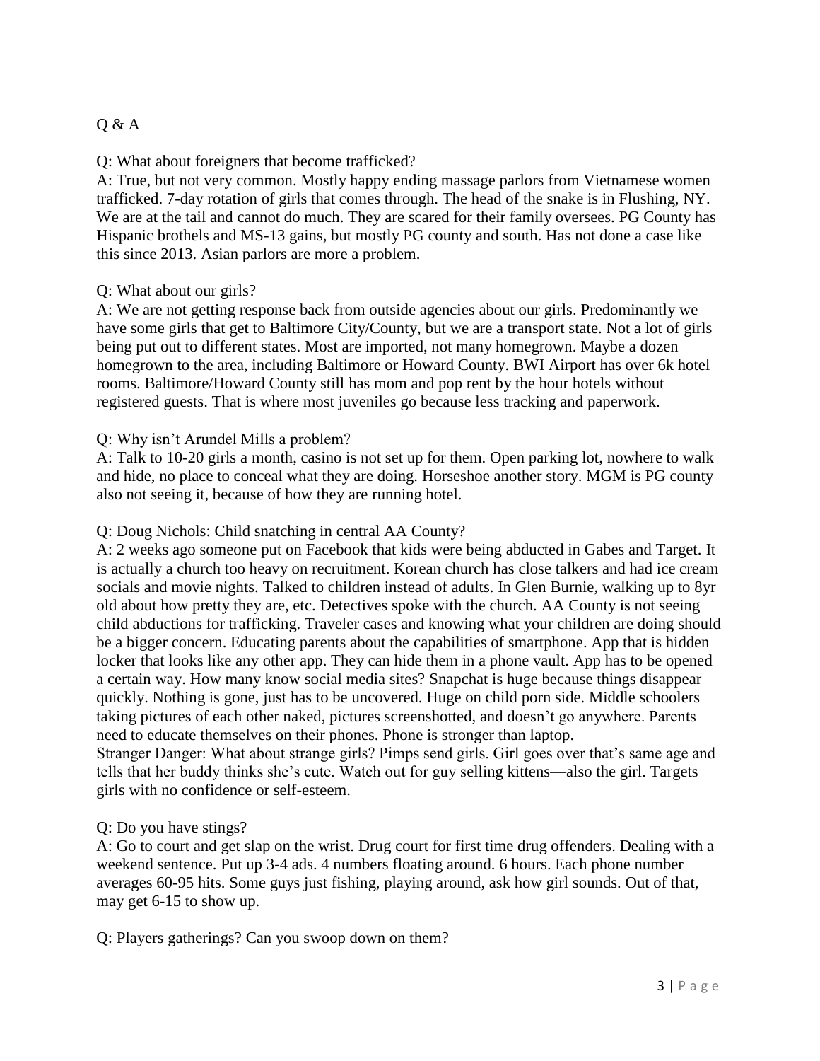Q & A

Q: What about foreigners that become trafficked?
A: True, but not very common. Mostly happy ending massage parlors from Vietnamese women trafficked. 7-day rotation of girls that comes through. The head of the snake is in Flushing, NY. We are at the tail and cannot do much. They are scared for their family oversees. PG County has Hispanic brothels and MS-13 gains, but mostly PG county and south. Has not done a case like this since 2013. Asian parlors are more a problem.

Q: What about our girls?
A: We are not getting response back from outside agencies about our girls. Predominantly we have some girls that get to Baltimore City/County, but we are a transport state. Not a lot of girls being put out to different states. Most are imported, not many homegrown. Maybe a dozen homegrown to the area, including Baltimore or Howard County. BWI Airport has over 6k hotel rooms. Baltimore/Howard County still has mom and pop rent by the hour hotels without registered guests. That is where most juveniles go because less tracking and paperwork.

Q: Why isn't Arundel Mills a problem?
A: Talk to 10-20 girls a month, casino is not set up for them. Open parking lot, nowhere to walk and hide, no place to conceal what they are doing. Horseshoe another story. MGM is PG county also not seeing it, because of how they are running hotel.

Q: Doug Nichols: Child snatching in central AA County?
A: 2 weeks ago someone put on Facebook that kids were being abducted in Gabes and Target. It is actually a church too heavy on recruitment. Korean church has close talkers and had ice cream socials and movie nights. Talked to children instead of adults. In Glen Burnie, walking up to 8yr old about how pretty they are, etc. Detectives spoke with the church. AA County is not seeing child abductions for trafficking. Traveler cases and knowing what your children are doing should be a bigger concern. Educating parents about the capabilities of smartphone. App that is hidden locker that looks like any other app. They can hide them in a phone vault. App has to be opened a certain way. How many know social media sites? Snapchat is huge because things disappear quickly. Nothing is gone, just has to be uncovered. Huge on child porn side. Middle schoolers taking pictures of each other naked, pictures screenshotted, and doesn't go anywhere. Parents need to educate themselves on their phones. Phone is stronger than laptop.
Stranger Danger: What about strange girls? Pimps send girls. Girl goes over that's same age and tells that her buddy thinks she's cute. Watch out for guy selling kittens—also the girl. Targets girls with no confidence or self-esteem.

Q: Do you have stings?
A: Go to court and get slap on the wrist. Drug court for first time drug offenders. Dealing with a weekend sentence. Put up 3-4 ads. 4 numbers floating around. 6 hours. Each phone number averages 60-95 hits. Some guys just fishing, playing around, ask how girl sounds. Out of that, may get 6-15 to show up.

Q: Players gatherings? Can you swoop down on them?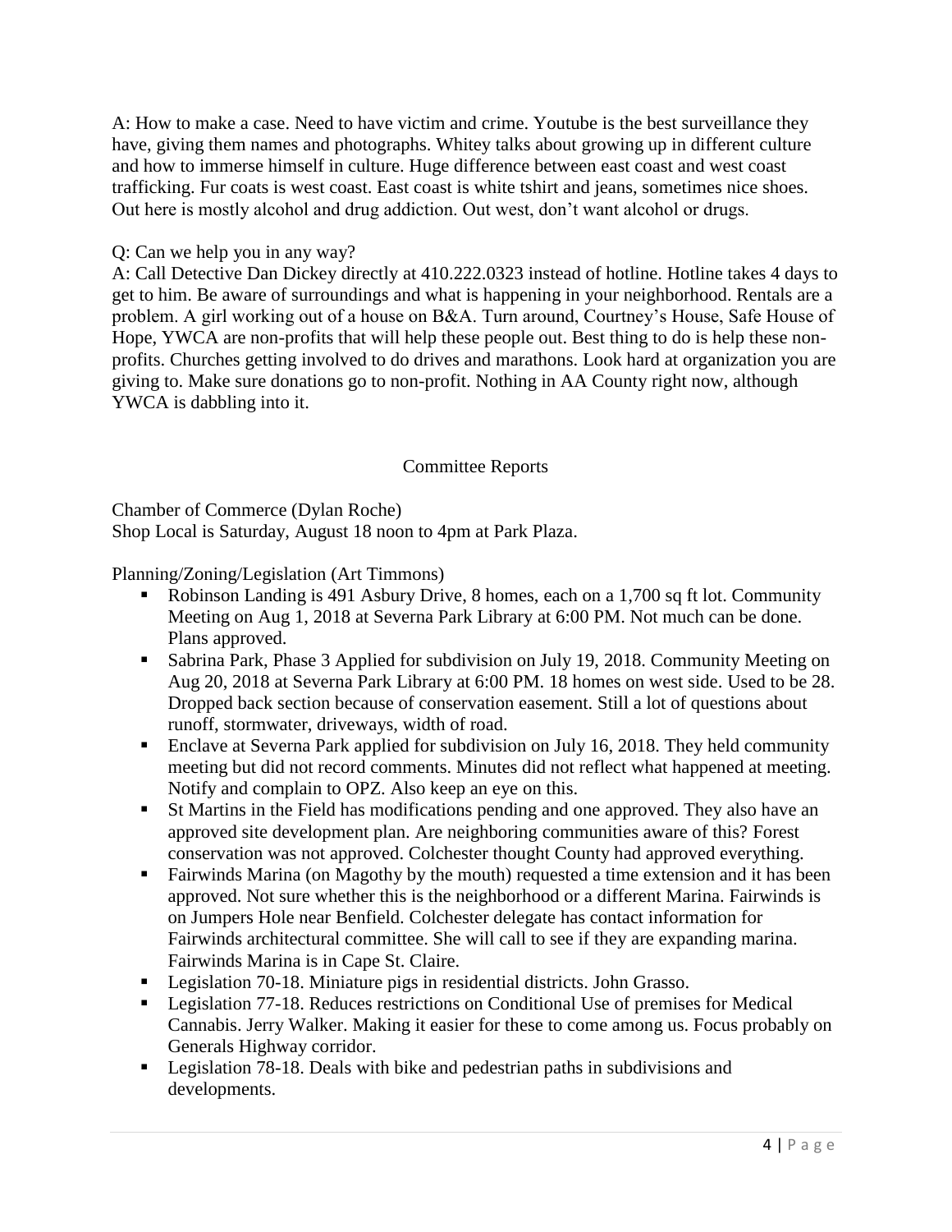A: How to make a case. Need to have victim and crime. Youtube is the best surveillance they have, giving them names and photographs. Whitey talks about growing up in different culture and how to immerse himself in culture. Huge difference between east coast and west coast trafficking. Fur coats is west coast. East coast is white tshirt and jeans, sometimes nice shoes. Out here is mostly alcohol and drug addiction. Out west, don't want alcohol or drugs.

Q: Can we help you in any way?
A: Call Detective Dan Dickey directly at 410.222.0323 instead of hotline. Hotline takes 4 days to get to him. Be aware of surroundings and what is happening in your neighborhood. Rentals are a problem. A girl working out of a house on B&A. Turn around, Courtney's House, Safe House of Hope, YWCA are non-profits that will help these people out. Best thing to do is help these non-profits. Churches getting involved to do drives and marathons. Look hard at organization you are giving to. Make sure donations go to non-profit. Nothing in AA County right now, although YWCA is dabbling into it.

## Committee Reports

Chamber of Commerce (Dylan Roche)
Shop Local is Saturday, August 18 noon to 4pm at Park Plaza.

Planning/Zoning/Legislation (Art Timmons)

- Robinson Landing is 491 Asbury Drive, 8 homes, each on a 1,700 sq ft lot. Community Meeting on Aug 1, 2018 at Severna Park Library at 6:00 PM. Not much can be done. Plans approved.
- Sabrina Park, Phase 3 Applied for subdivision on July 19, 2018. Community Meeting on Aug 20, 2018 at Severna Park Library at 6:00 PM. 18 homes on west side. Used to be 28. Dropped back section because of conservation easement. Still a lot of questions about runoff, stormwater, driveways, width of road.
- Enclave at Severna Park applied for subdivision on July 16, 2018. They held community meeting but did not record comments. Minutes did not reflect what happened at meeting. Notify and complain to OPZ. Also keep an eye on this.
- St Martins in the Field has modifications pending and one approved. They also have an approved site development plan. Are neighboring communities aware of this? Forest conservation was not approved. Colchester thought County had approved everything.
- Fairwinds Marina (on Magothy by the mouth) requested a time extension and it has been approved. Not sure whether this is the neighborhood or a different Marina. Fairwinds is on Jumpers Hole near Benfield. Colchester delegate has contact information for Fairwinds architectural committee. She will call to see if they are expanding marina. Fairwinds Marina is in Cape St. Claire.
- Legislation 70-18. Miniature pigs in residential districts. John Grasso.
- Legislation 77-18. Reduces restrictions on Conditional Use of premises for Medical Cannabis. Jerry Walker. Making it easier for these to come among us. Focus probably on Generals Highway corridor.
- Legislation 78-18. Deals with bike and pedestrian paths in subdivisions and developments.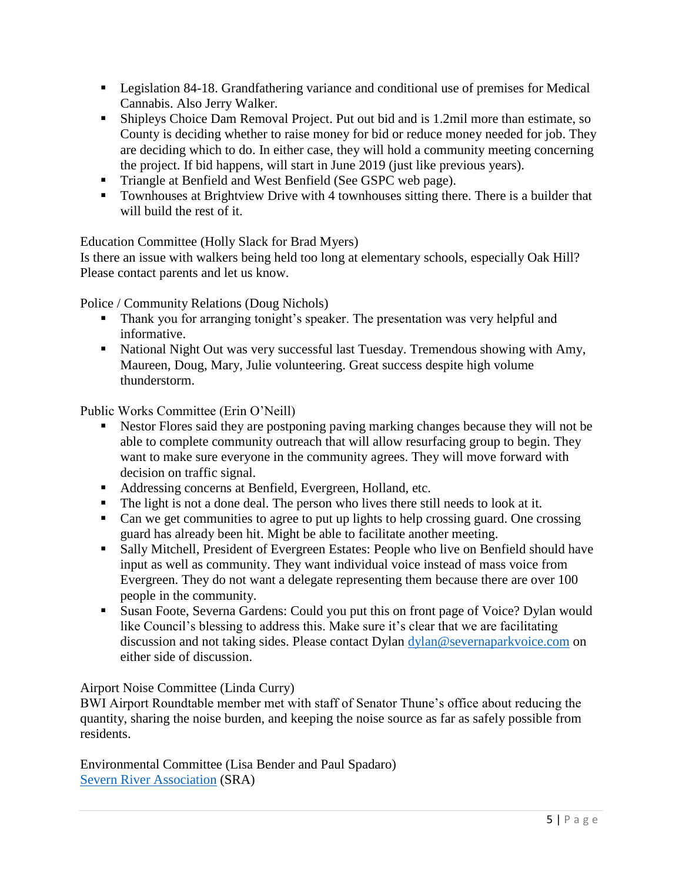- Legislation 84-18. Grandfathering variance and conditional use of premises for Medical Cannabis. Also Jerry Walker.
- Shipleys Choice Dam Removal Project. Put out bid and is 1.2mil more than estimate, so County is deciding whether to raise money for bid or reduce money needed for job. They are deciding which to do. In either case, they will hold a community meeting concerning the project. If bid happens, will start in June 2019 (just like previous years).
- Triangle at Benfield and West Benfield (See GSPC web page).
- Townhouses at Brightview Drive with 4 townhouses sitting there. There is a builder that will build the rest of it.

Education Committee (Holly Slack for Brad Myers)
Is there an issue with walkers being held too long at elementary schools, especially Oak Hill? Please contact parents and let us know.

Police / Community Relations (Doug Nichols)

- Thank you for arranging tonight's speaker. The presentation was very helpful and informative.
- National Night Out was very successful last Tuesday. Tremendous showing with Amy, Maureen, Doug, Mary, Julie volunteering. Great success despite high volume thunderstorm.

Public Works Committee (Erin O'Neill)

- Nestor Flores said they are postponing paving marking changes because they will not be able to complete community outreach that will allow resurfacing group to begin. They want to make sure everyone in the community agrees. They will move forward with decision on traffic signal.
- Addressing concerns at Benfield, Evergreen, Holland, etc.
- The light is not a done deal. The person who lives there still needs to look at it.
- Can we get communities to agree to put up lights to help crossing guard. One crossing guard has already been hit. Might be able to facilitate another meeting.
- Sally Mitchell, President of Evergreen Estates: People who live on Benfield should have input as well as community. They want individual voice instead of mass voice from Evergreen. They do not want a delegate representing them because there are over 100 people in the community.
- Susan Foote, Severna Gardens: Could you put this on front page of Voice? Dylan would like Council's blessing to address this. Make sure it's clear that we are facilitating discussion and not taking sides. Please contact Dylan [dylan@severnaparkvoice.com](mailto:dylan@severnaparkvoice.com) on either side of discussion.

Airport Noise Committee (Linda Curry)
BWI Airport Roundtable member met with staff of Senator Thune's office about reducing the quantity, sharing the noise burden, and keeping the noise source as far as safely possible from residents.

Environmental Committee (Lisa Bender and Paul Spadaro)
Severn River Association (SRA)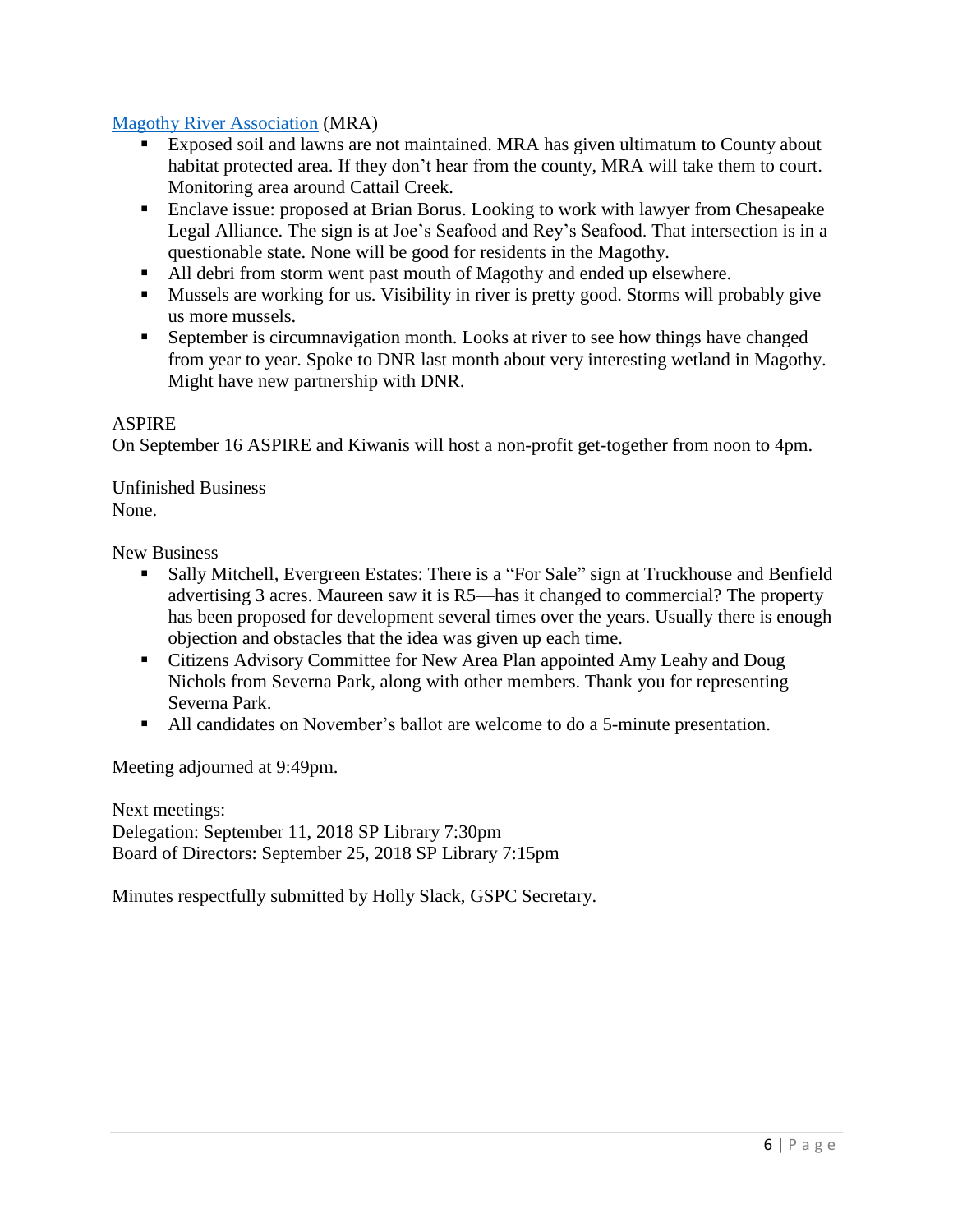[Magothy River Association](#) (MRA)

- Exposed soil and lawns are not maintained. MRA has given ultimatum to County about habitat protected area. If they don't hear from the county, MRA will take them to court. Monitoring area around Cattail Creek.
- Enclave issue: proposed at Brian Borus. Looking to work with lawyer from Chesapeake Legal Alliance. The sign is at Joe's Seafood and Rey's Seafood. That intersection is in a questionable state. None will be good for residents in the Magothy.
- All debri from storm went past mouth of Magothy and ended up elsewhere.
- Mussels are working for us. Visibility in river is pretty good. Storms will probably give us more mussels.
- September is circumnavigation month. Looks at river to see how things have changed from year to year. Spoke to DNR last month about very interesting wetland in Magothy. Might have new partnership with DNR.

ASPIRE

On September 16 ASPIRE and Kiwanis will host a non-profit get-together from noon to 4pm.

Unfinished Business

None.

New Business

- Sally Mitchell, Evergreen Estates: There is a "For Sale" sign at Truckhouse and Benfield advertising 3 acres. Maureen saw it is R5—has it changed to commercial? The property has been proposed for development several times over the years. Usually there is enough objection and obstacles that the idea was given up each time.
- Citizens Advisory Committee for New Area Plan appointed Amy Leahy and Doug Nichols from Severna Park, along with other members. Thank you for representing Severna Park.
- All candidates on November's ballot are welcome to do a 5-minute presentation.

Meeting adjourned at 9:49pm.

Next meetings:
Delegation: September 11, 2018 SP Library 7:30pm
Board of Directors: September 25, 2018 SP Library 7:15pm

Minutes respectfully submitted by Holly Slack, GSPC Secretary.